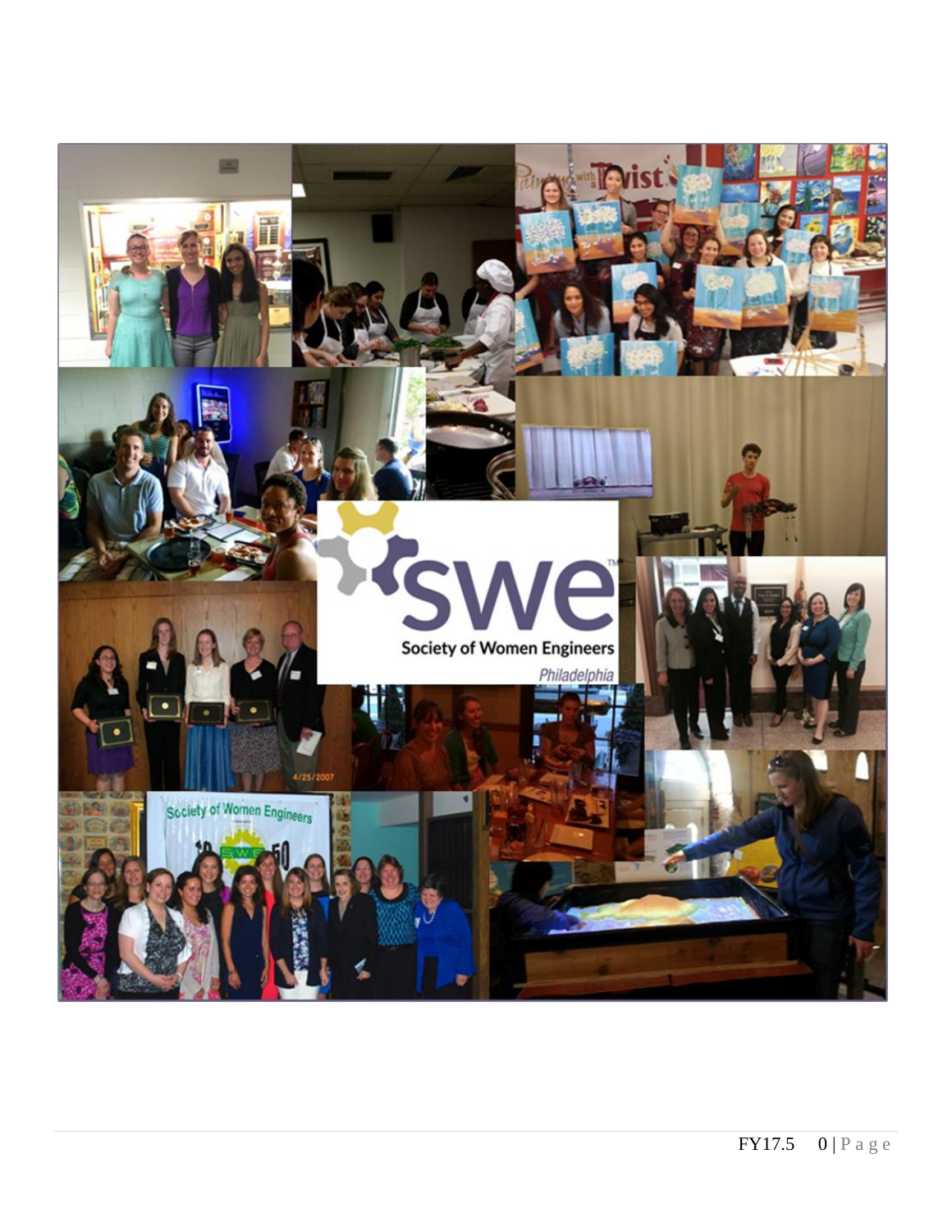# SWE

Society of Women Engineers

*Philadelphia*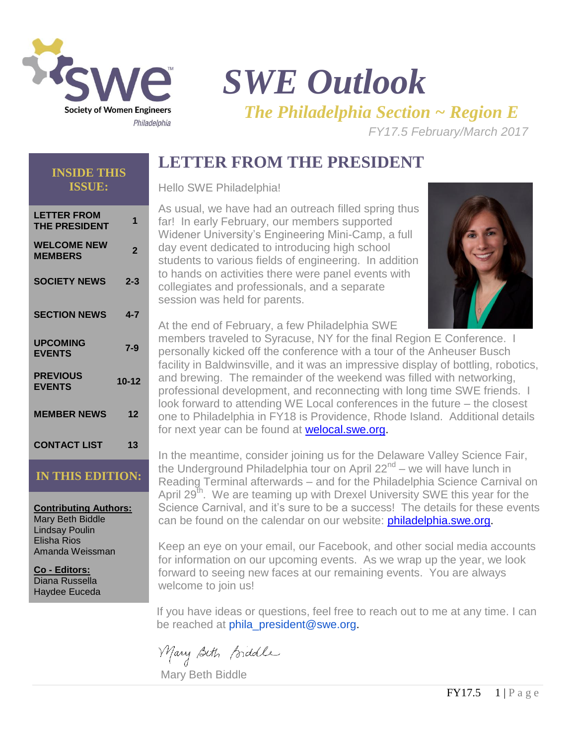# SWE Outlook

## *The Philadelphia Section ~ Region E*

*FY17.5 February/March 2017*

**INSIDE THIS ISSUE:**

| | |
|---|---|
| LETTER FROM THE PRESIDENT | 1 |
| WELCOME NEW MEMBERS | 2 |
| SOCIETY NEWS | 2-3 |
| SECTION NEWS | 4-7 |
| UPCOMING EVENTS | 7-9 |
| PREVIOUS EVENTS | 10-12 |
| MEMBER NEWS | 12 |
| CONTACT LIST | 13 |

**IN THIS EDITION:**

**Contributing Authors:**
Mary Beth Biddle
Lindsay Poulin
Elisha Rios
Amanda Weissman

**Co - Editors:**
Diana Russella
Haydee Euceda

## LETTER FROM THE PRESIDENT

Hello SWE Philadelphia!

As usual, we have had an outreach filled spring thus far! In early February, our members supported Widener University's Engineering Mini-Camp, a full day event dedicated to introducing high school students to various fields of engineering. In addition to hands on activities there were panel events with collegiates and professionals, and a separate session was held for parents.

At the end of February, a few Philadelphia SWE members traveled to Syracuse, NY for the final Region E Conference. I personally kicked off the conference with a tour of the Anheuser Busch facility in Baldwinsville, and it was an impressive display of bottling, robotics, and brewing. The remainder of the weekend was filled with networking, professional development, and reconnecting with long time SWE friends. I look forward to attending WE Local conferences in the future – the closest one to Philadelphia in FY18 is Providence, Rhode Island. Additional details for next year can be found at welocal.swe.org.

In the meantime, consider joining us for the Delaware Valley Science Fair, the Underground Philadelphia tour on April 22nd – we will have lunch in Reading Terminal afterwards – and for the Philadelphia Science Carnival on April 29th. We are teaming up with Drexel University SWE this year for the Science Carnival, and it's sure to be a success! The details for these events can be found on the calendar on our website: philadelphia.swe.org.

Keep an eye on your email, our Facebook, and other social media accounts for information on our upcoming events. As we wrap up the year, we look forward to seeing new faces at our remaining events. You are always welcome to join us!

If you have ideas or questions, feel free to reach out to me at any time. I can be reached at phila_president@swe.org.

*Mary Beth Biddle*

Mary Beth Biddle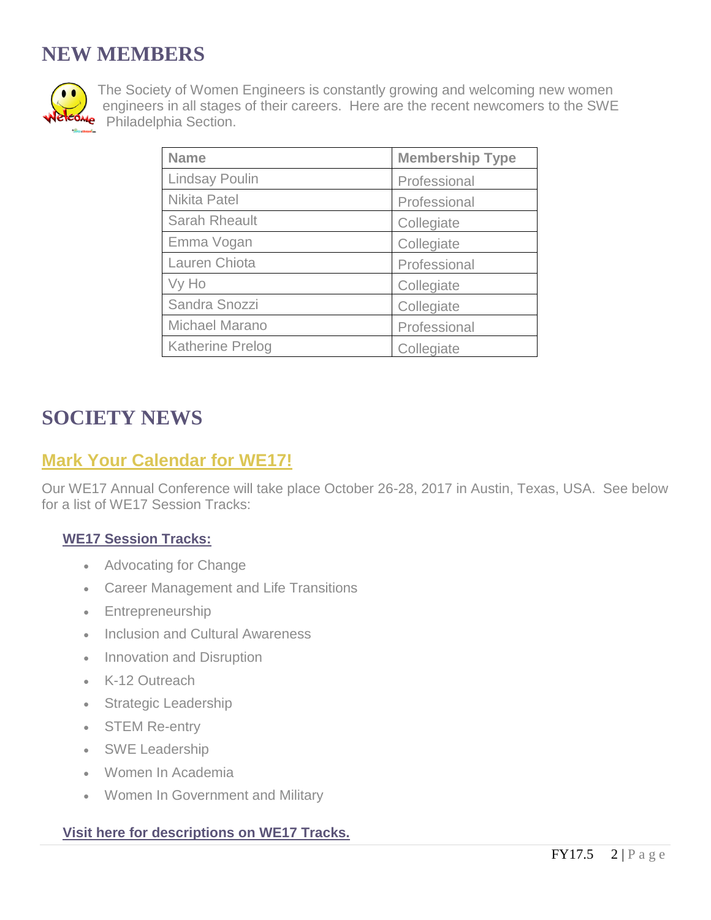# NEW MEMBERS

The Society of Women Engineers is constantly growing and welcoming new women engineers in all stages of their careers. Here are the recent newcomers to the SWE Philadelphia Section.

| Name | Membership Type |
| --- | --- |
| Lindsay Poulin | Professional |
| Nikita Patel | Professional |
| Sarah Rheault | Collegiate |
| Emma Vogan | Collegiate |
| Lauren Chiota | Professional |
| Vy Ho | Collegiate |
| Sandra Snozzi | Collegiate |
| Michael Marano | Professional |
| Katherine Prelog | Collegiate |

# SOCIETY NEWS

## Mark Your Calendar for WE17!

Our WE17 Annual Conference will take place October 26-28, 2017 in Austin, Texas, USA. See below for a list of WE17 Session Tracks:

### WE17 Session Tracks:

- Advocating for Change
- Career Management and Life Transitions
- Entrepreneurship
- Inclusion and Cultural Awareness
- Innovation and Disruption
- K-12 Outreach
- Strategic Leadership
- STEM Re-entry
- SWE Leadership
- Women In Academia
- Women In Government and Military

**Visit here for descriptions on WE17 Tracks.**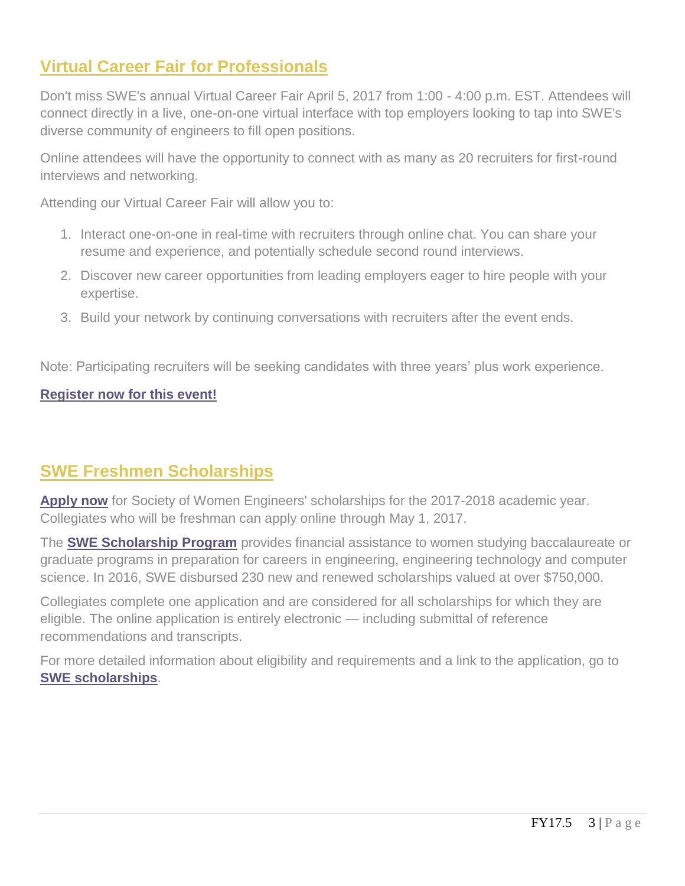## Virtual Career Fair for Professionals

Don't miss SWE's annual Virtual Career Fair April 5, 2017 from 1:00 - 4:00 p.m. EST. Attendees will connect directly in a live, one-on-one virtual interface with top employers looking to tap into SWE's diverse community of engineers to fill open positions.

Online attendees will have the opportunity to connect with as many as 20 recruiters for first-round interviews and networking.

Attending our Virtual Career Fair will allow you to:

1. Interact one-on-one in real-time with recruiters through online chat. You can share your resume and experience, and potentially schedule second round interviews.
2. Discover new career opportunities from leading employers eager to hire people with your expertise.
3. Build your network by continuing conversations with recruiters after the event ends.

Note: Participating recruiters will be seeking candidates with three years' plus work experience.

**Register now for this event!**

## SWE Freshmen Scholarships

**Apply now** for Society of Women Engineers' scholarships for the 2017-2018 academic year. Collegiates who will be freshman can apply online through May 1, 2017.

The **SWE Scholarship Program** provides financial assistance to women studying baccalaureate or graduate programs in preparation for careers in engineering, engineering technology and computer science. In 2016, SWE disbursed 230 new and renewed scholarships valued at over $750,000.

Collegiates complete one application and are considered for all scholarships for which they are eligible. The online application is entirely electronic — including submittal of reference recommendations and transcripts.

For more detailed information about eligibility and requirements and a link to the application, go to **SWE scholarships**.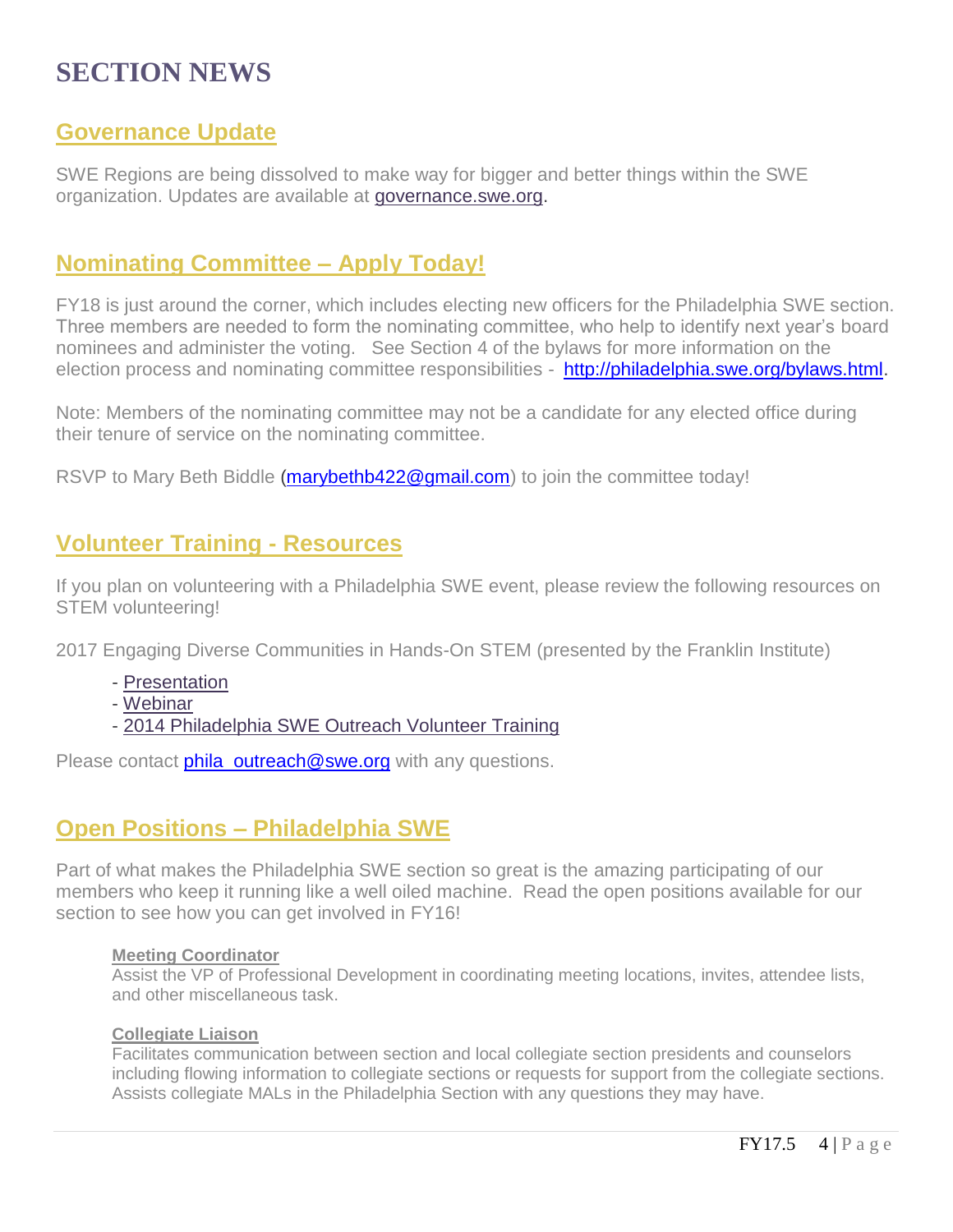# SECTION NEWS

## Governance Update

SWE Regions are being dissolved to make way for bigger and better things within the SWE organization. Updates are available at governance.swe.org.

## Nominating Committee – Apply Today!

FY18 is just around the corner, which includes electing new officers for the Philadelphia SWE section. Three members are needed to form the nominating committee, who help to identify next year's board nominees and administer the voting. See Section 4 of the bylaws for more information on the election process and nominating committee responsibilities - http://philadelphia.swe.org/bylaws.html.

Note: Members of the nominating committee may not be a candidate for any elected office during their tenure of service on the nominating committee.

RSVP to Mary Beth Biddle (marybethb422@gmail.com) to join the committee today!

## Volunteer Training - Resources

If you plan on volunteering with a Philadelphia SWE event, please review the following resources on STEM volunteering!

2017 Engaging Diverse Communities in Hands-On STEM (presented by the Franklin Institute)

- Presentation
- Webinar
- 2014 Philadelphia SWE Outreach Volunteer Training

Please contact phila_outreach@swe.org with any questions.

## Open Positions – Philadelphia SWE

Part of what makes the Philadelphia SWE section so great is the amazing participating of our members who keep it running like a well oiled machine. Read the open positions available for our section to see how you can get involved in FY16!

**Meeting Coordinator**
Assist the VP of Professional Development in coordinating meeting locations, invites, attendee lists, and other miscellaneous task.

**Collegiate Liaison**
Facilitates communication between section and local collegiate section presidents and counselors including flowing information to collegiate sections or requests for support from the collegiate sections. Assists collegiate MALs in the Philadelphia Section with any questions they may have.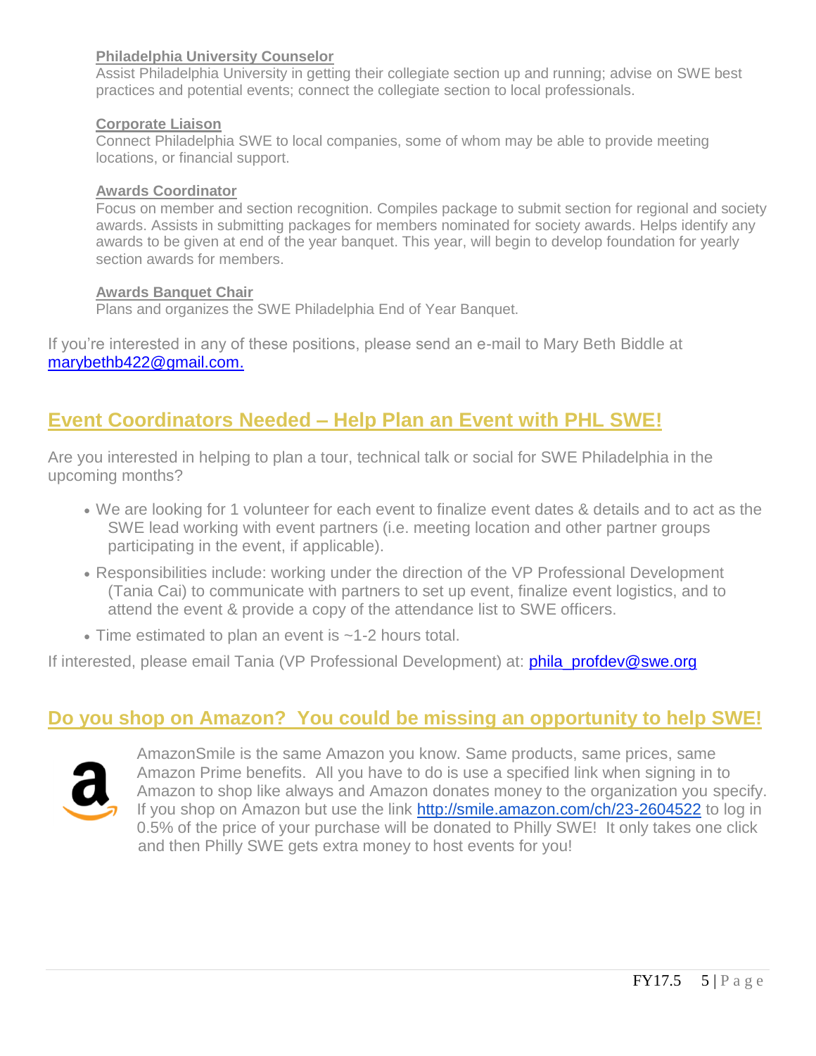**Philadelphia University Counselor**
Assist Philadelphia University in getting their collegiate section up and running; advise on SWE best practices and potential events; connect the collegiate section to local professionals.

**Corporate Liaison**
Connect Philadelphia SWE to local companies, some of whom may be able to provide meeting locations, or financial support.

**Awards Coordinator**
Focus on member and section recognition. Compiles package to submit section for regional and society awards. Assists in submitting packages for members nominated for society awards. Helps identify any awards to be given at end of the year banquet. This year, will begin to develop foundation for yearly section awards for members.

**Awards Banquet Chair**
Plans and organizes the SWE Philadelphia End of Year Banquet.

If you're interested in any of these positions, please send an e-mail to Mary Beth Biddle at marybethb422@gmail.com.

## Event Coordinators Needed – Help Plan an Event with PHL SWE!

Are you interested in helping to plan a tour, technical talk or social for SWE Philadelphia in the upcoming months?

- We are looking for 1 volunteer for each event to finalize event dates & details and to act as the SWE lead working with event partners (i.e. meeting location and other partner groups participating in the event, if applicable).
- Responsibilities include: working under the direction of the VP Professional Development (Tania Cai) to communicate with partners to set up event, finalize event logistics, and to attend the event & provide a copy of the attendance list to SWE officers.
- Time estimated to plan an event is ~1-2 hours total.

If interested, please email Tania (VP Professional Development) at: phila_profdev@swe.org

## Do you shop on Amazon? You could be missing an opportunity to help SWE!

AmazonSmile is the same Amazon you know. Same products, same prices, same Amazon Prime benefits. All you have to do is use a specified link when signing in to Amazon to shop like always and Amazon donates money to the organization you specify. If you shop on Amazon but use the link http://smile.amazon.com/ch/23-2604522 to log in 0.5% of the price of your purchase will be donated to Philly SWE! It only takes one click and then Philly SWE gets extra money to host events for you!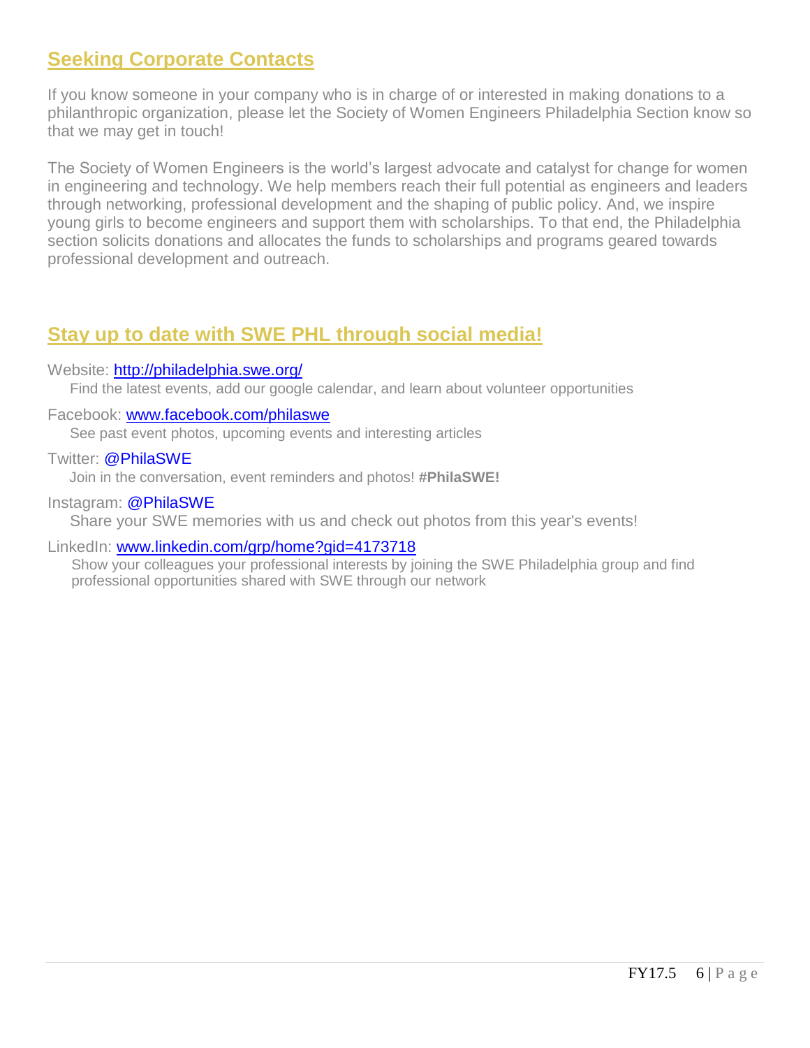## Seeking Corporate Contacts

If you know someone in your company who is in charge of or interested in making donations to a philanthropic organization, please let the Society of Women Engineers Philadelphia Section know so that we may get in touch!

The Society of Women Engineers is the world's largest advocate and catalyst for change for women in engineering and technology. We help members reach their full potential as engineers and leaders through networking, professional development and the shaping of public policy. And, we inspire young girls to become engineers and support them with scholarships. To that end, the Philadelphia section solicits donations and allocates the funds to scholarships and programs geared towards professional development and outreach.

## Stay up to date with SWE PHL through social media!

Website: http://philadelphia.swe.org/
Find the latest events, add our google calendar, and learn about volunteer opportunities

Facebook: www.facebook.com/philaswe
See past event photos, upcoming events and interesting articles

Twitter: @PhilaSWE
Join in the conversation, event reminders and photos! **#PhilaSWE!**

Instagram: @PhilaSWE
Share your SWE memories with us and check out photos from this year's events!

LinkedIn: www.linkedin.com/grp/home?gid=4173718
Show your colleagues your professional interests by joining the SWE Philadelphia group and find professional opportunities shared with SWE through our network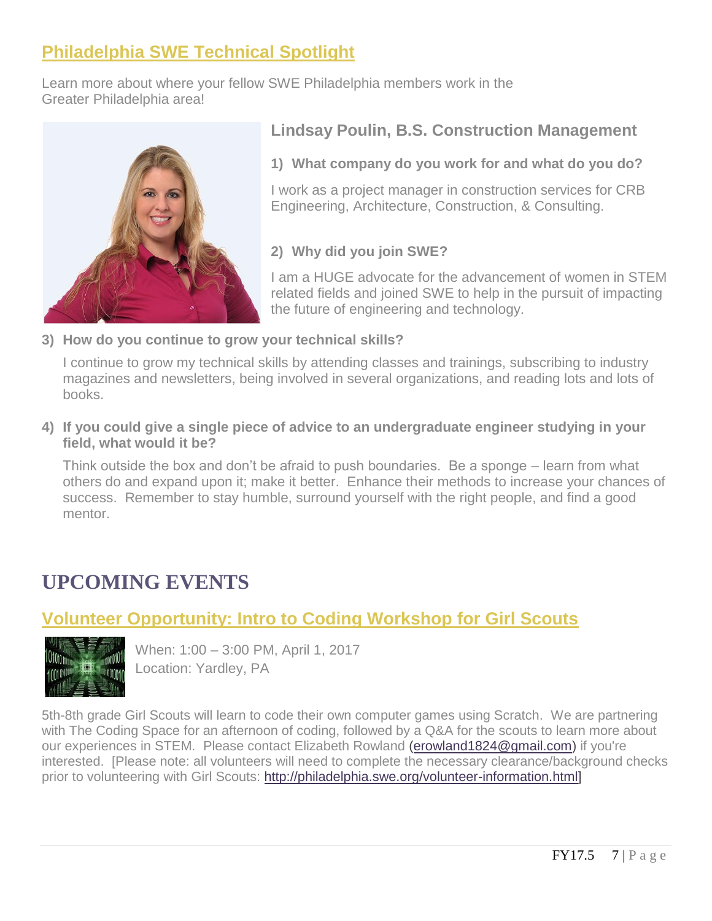## Philadelphia SWE Technical Spotlight

Learn more about where your fellow SWE Philadelphia members work in the Greater Philadelphia area!

### Lindsay Poulin, B.S. Construction Management

**1) What company do you work for and what do you do?**

I work as a project manager in construction services for CRB Engineering, Architecture, Construction, & Consulting.

**2) Why did you join SWE?**

I am a HUGE advocate for the advancement of women in STEM related fields and joined SWE to help in the pursuit of impacting the future of engineering and technology.

**3) How do you continue to grow your technical skills?**

I continue to grow my technical skills by attending classes and trainings, subscribing to industry magazines and newsletters, being involved in several organizations, and reading lots and lots of books.

**4) If you could give a single piece of advice to an undergraduate engineer studying in your field, what would it be?**

Think outside the box and don't be afraid to push boundaries. Be a sponge – learn from what others do and expand upon it; make it better. Enhance their methods to increase your chances of success. Remember to stay humble, surround yourself with the right people, and find a good mentor.

# UPCOMING EVENTS

## Volunteer Opportunity: Intro to Coding Workshop for Girl Scouts

When: 1:00 – 3:00 PM, April 1, 2017
Location: Yardley, PA

5th-8th grade Girl Scouts will learn to code their own computer games using Scratch. We are partnering with The Coding Space for an afternoon of coding, followed by a Q&A for the scouts to learn more about our experiences in STEM. Please contact Elizabeth Rowland (erowland1824@gmail.com) if you're interested. [Please note: all volunteers will need to complete the necessary clearance/background checks prior to volunteering with Girl Scouts: http://philadelphia.swe.org/volunteer-information.html]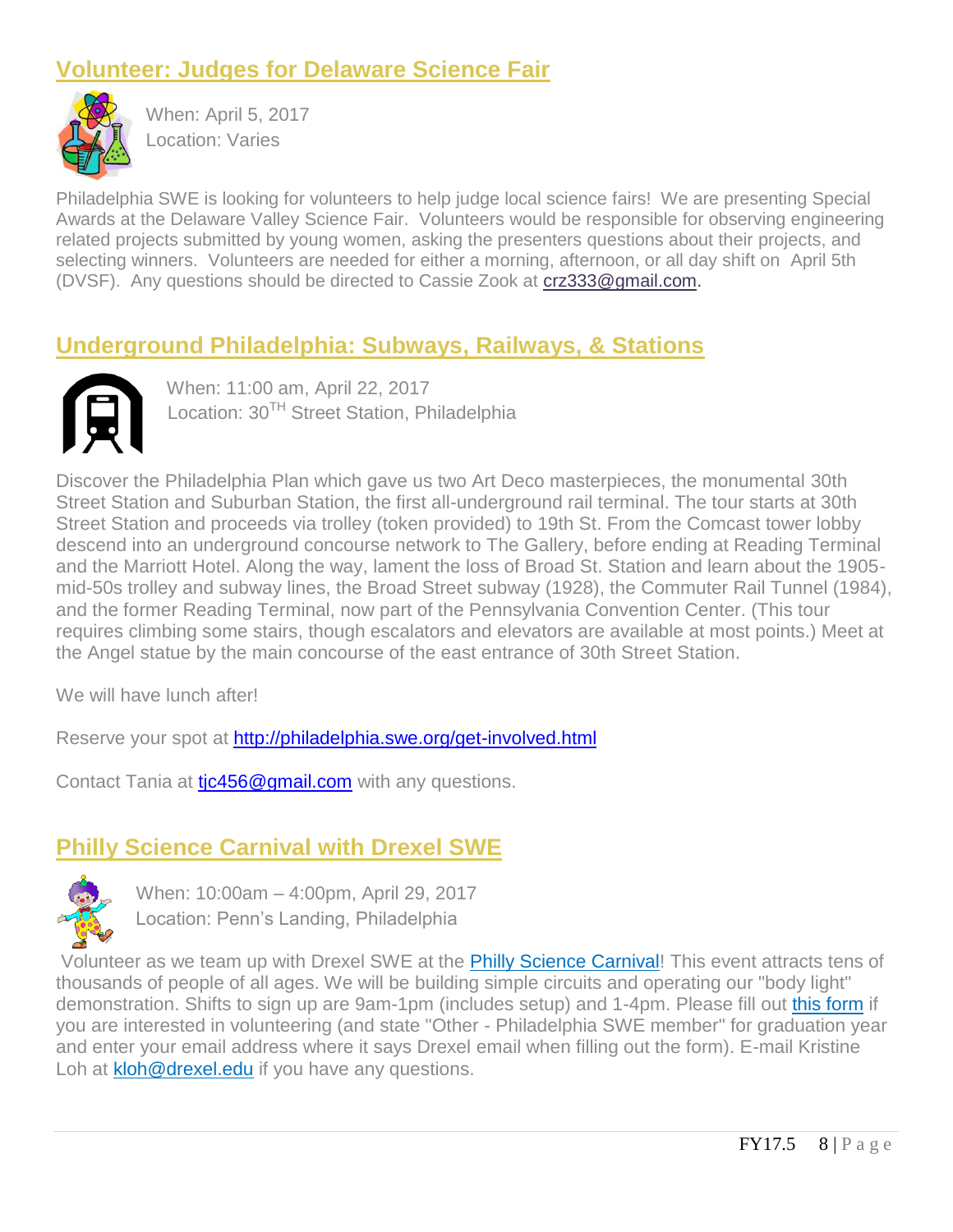## Volunteer: Judges for Delaware Science Fair

When: April 5, 2017
Location: Varies

Philadelphia SWE is looking for volunteers to help judge local science fairs! We are presenting Special Awards at the Delaware Valley Science Fair. Volunteers would be responsible for observing engineering related projects submitted by young women, asking the presenters questions about their projects, and selecting winners. Volunteers are needed for either a morning, afternoon, or all day shift on April 5th (DVSF). Any questions should be directed to Cassie Zook at crz333@gmail.com.

## Underground Philadelphia: Subways, Railways, & Stations

When: 11:00 am, April 22, 2017
Location: 30TH Street Station, Philadelphia

Discover the Philadelphia Plan which gave us two Art Deco masterpieces, the monumental 30th Street Station and Suburban Station, the first all-underground rail terminal. The tour starts at 30th Street Station and proceeds via trolley (token provided) to 19th St. From the Comcast tower lobby descend into an underground concourse network to The Gallery, before ending at Reading Terminal and the Marriott Hotel. Along the way, lament the loss of Broad St. Station and learn about the 1905-mid-50s trolley and subway lines, the Broad Street subway (1928), the Commuter Rail Tunnel (1984), and the former Reading Terminal, now part of the Pennsylvania Convention Center. (This tour requires climbing some stairs, though escalators and elevators are available at most points.) Meet at the Angel statue by the main concourse of the east entrance of 30th Street Station.

We will have lunch after!

Reserve your spot at http://philadelphia.swe.org/get-involved.html

Contact Tania at tjc456@gmail.com with any questions.

## Philly Science Carnival with Drexel SWE

When: 10:00am – 4:00pm, April 29, 2017
Location: Penn's Landing, Philadelphia

Volunteer as we team up with Drexel SWE at the Philly Science Carnival! This event attracts tens of thousands of people of all ages. We will be building simple circuits and operating our "body light" demonstration. Shifts to sign up are 9am-1pm (includes setup) and 1-4pm. Please fill out this form if you are interested in volunteering (and state "Other - Philadelphia SWE member" for graduation year and enter your email address where it says Drexel email when filling out the form). E-mail Kristine Loh at kloh@drexel.edu if you have any questions.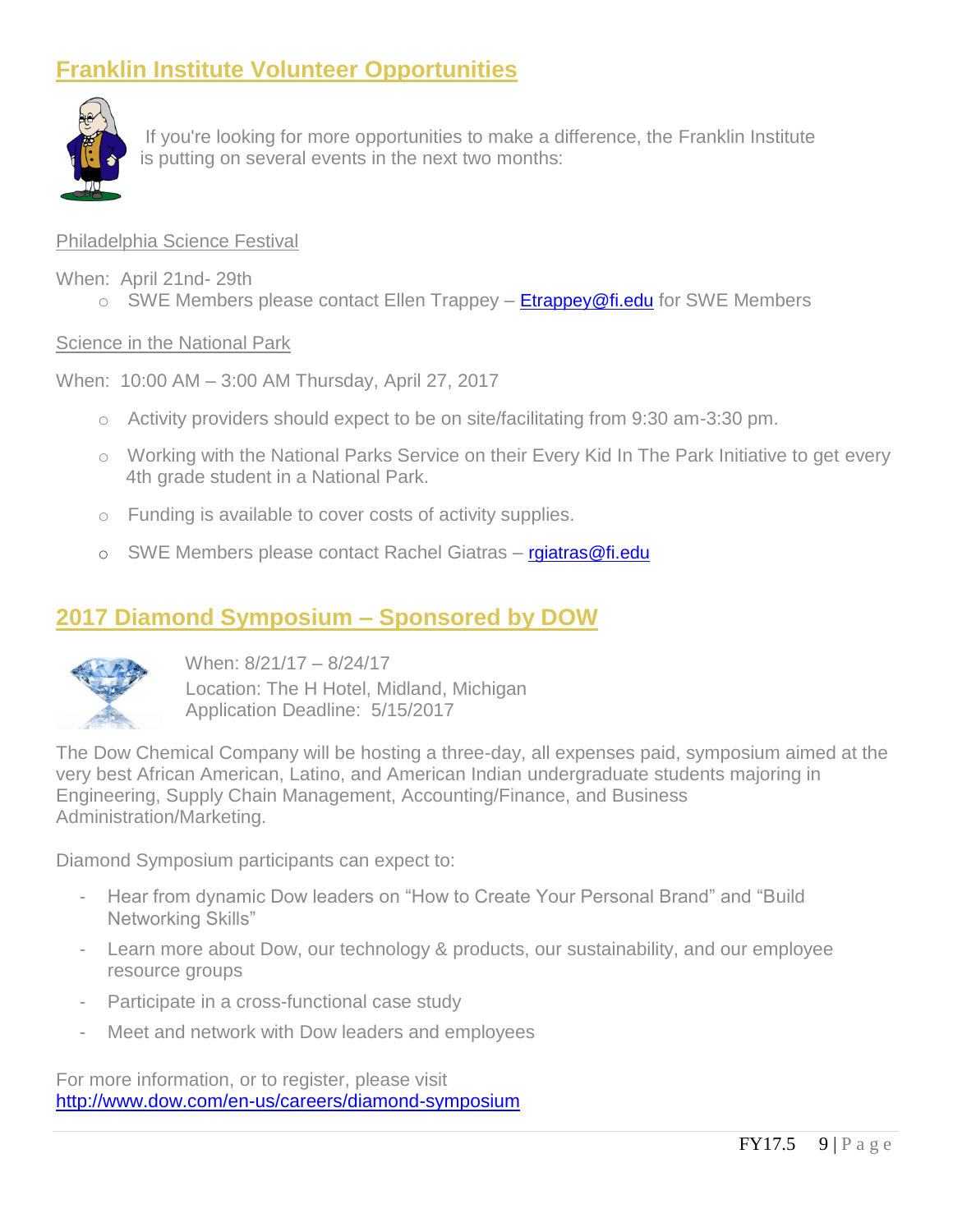## Franklin Institute Volunteer Opportunities

If you're looking for more opportunities to make a difference, the Franklin Institute is putting on several events in the next two months:

Philadelphia Science Festival

When: April 21nd- 29th

- SWE Members please contact Ellen Trappey – Etrappey@fi.edu for SWE Members

Science in the National Park

When: 10:00 AM – 3:00 AM Thursday, April 27, 2017

- Activity providers should expect to be on site/facilitating from 9:30 am-3:30 pm.
- Working with the National Parks Service on their Every Kid In The Park Initiative to get every 4th grade student in a National Park.
- Funding is available to cover costs of activity supplies.
- SWE Members please contact Rachel Giatras – rgiatras@fi.edu

## 2017 Diamond Symposium – Sponsored by DOW

When: 8/21/17 – 8/24/17
Location: The H Hotel, Midland, Michigan
Application Deadline: 5/15/2017

The Dow Chemical Company will be hosting a three-day, all expenses paid, symposium aimed at the very best African American, Latino, and American Indian undergraduate students majoring in Engineering, Supply Chain Management, Accounting/Finance, and Business Administration/Marketing.

Diamond Symposium participants can expect to:

- Hear from dynamic Dow leaders on “How to Create Your Personal Brand” and “Build Networking Skills”
- Learn more about Dow, our technology & products, our sustainability, and our employee resource groups
- Participate in a cross-functional case study
- Meet and network with Dow leaders and employees

For more information, or to register, please visit
http://www.dow.com/en-us/careers/diamond-symposium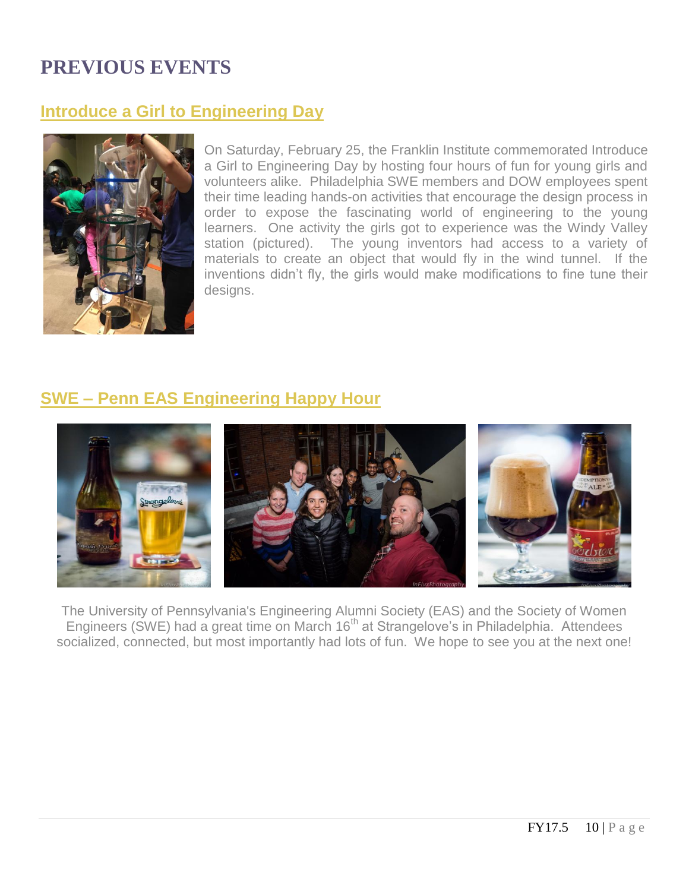# PREVIOUS EVENTS

## Introduce a Girl to Engineering Day

On Saturday, February 25, the Franklin Institute commemorated Introduce a Girl to Engineering Day by hosting four hours of fun for young girls and volunteers alike. Philadelphia SWE members and DOW employees spent their time leading hands-on activities that encourage the design process in order to expose the fascinating world of engineering to the young learners. One activity the girls got to experience was the Windy Valley station (pictured). The young inventors had access to a variety of materials to create an object that would fly in the wind tunnel. If the inventions didn't fly, the girls would make modifications to fine tune their designs.

## SWE – Penn EAS Engineering Happy Hour

The University of Pennsylvania's Engineering Alumni Society (EAS) and the Society of Women Engineers (SWE) had a great time on March 16th at Strangelove's in Philadelphia. Attendees socialized, connected, but most importantly had lots of fun. We hope to see you at the next one!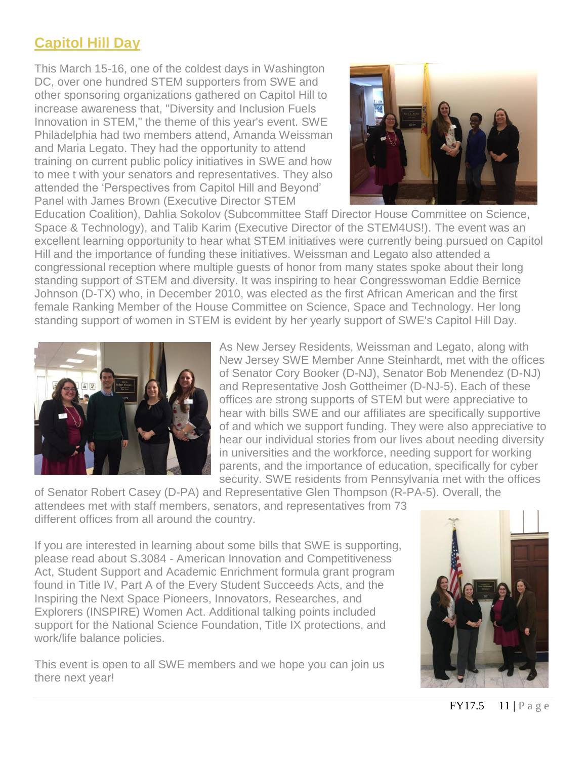## Capitol Hill Day

This March 15-16, one of the coldest days in Washington DC, over one hundred STEM supporters from SWE and other sponsoring organizations gathered on Capitol Hill to increase awareness that, "Diversity and Inclusion Fuels Innovation in STEM," the theme of this year's event. SWE Philadelphia had two members attend, Amanda Weissman and Maria Legato. They had the opportunity to attend training on current public policy initiatives in SWE and how to mee t with your senators and representatives. They also attended the 'Perspectives from Capitol Hill and Beyond' Panel with James Brown (Executive Director STEM Education Coalition), Dahlia Sokolov (Subcommittee Staff Director House Committee on Science, Space & Technology), and Talib Karim (Executive Director of the STEM4US!). The event was an excellent learning opportunity to hear what STEM initiatives were currently being pursued on Capitol Hill and the importance of funding these initiatives. Weissman and Legato also attended a congressional reception where multiple guests of honor from many states spoke about their long standing support of STEM and diversity. It was inspiring to hear Congresswoman Eddie Bernice Johnson (D-TX) who, in December 2010, was elected as the first African American and the first female Ranking Member of the House Committee on Science, Space and Technology. Her long standing support of women in STEM is evident by her yearly support of SWE's Capitol Hill Day.

As New Jersey Residents, Weissman and Legato, along with New Jersey SWE Member Anne Steinhardt, met with the offices of Senator Cory Booker (D-NJ), Senator Bob Menendez (D-NJ) and Representative Josh Gottheimer (D-NJ-5). Each of these offices are strong supports of STEM but were appreciative to hear with bills SWE and our affiliates are specifically supportive of and which we support funding. They were also appreciative to hear our individual stories from our lives about needing diversity in universities and the workforce, needing support for working parents, and the importance of education, specifically for cyber security. SWE residents from Pennsylvania met with the offices of Senator Robert Casey (D-PA) and Representative Glen Thompson (R-PA-5). Overall, the attendees met with staff members, senators, and representatives from 73 different offices from all around the country.

If you are interested in learning about some bills that SWE is supporting, please read about S.3084 - American Innovation and Competitiveness Act, Student Support and Academic Enrichment formula grant program found in Title IV, Part A of the Every Student Succeeds Acts, and the Inspiring the Next Space Pioneers, Innovators, Researches, and Explorers (INSPIRE) Women Act. Additional talking points included support for the National Science Foundation, Title IX protections, and work/life balance policies.

This event is open to all SWE members and we hope you can join us there next year!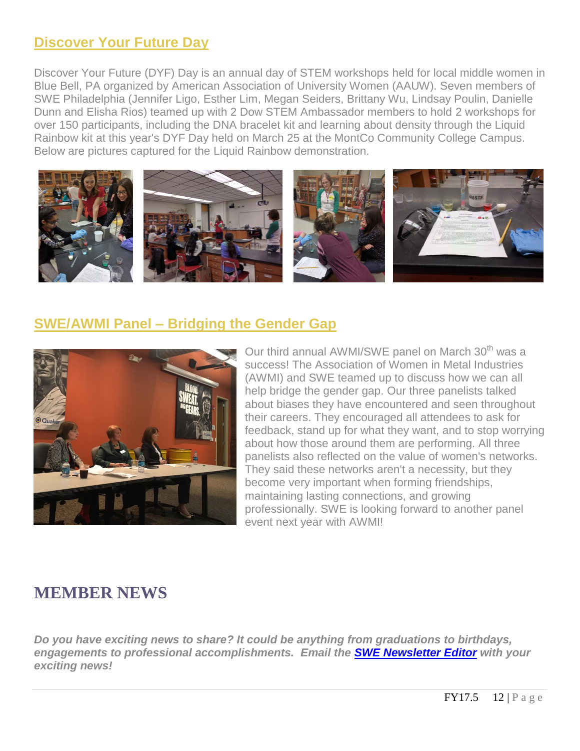## Discover Your Future Day

Discover Your Future (DYF) Day is an annual day of STEM workshops held for local middle women in Blue Bell, PA organized by American Association of University Women (AAUW). Seven members of SWE Philadelphia (Jennifer Ligo, Esther Lim, Megan Seiders, Brittany Wu, Lindsay Poulin, Danielle Dunn and Elisha Rios) teamed up with 2 Dow STEM Ambassador members to hold 2 workshops for over 150 participants, including the DNA bracelet kit and learning about density through the Liquid Rainbow kit at this year's DYF Day held on March 25 at the MontCo Community College Campus. Below are pictures captured for the Liquid Rainbow demonstration.

## SWE/AWMI Panel – Bridging the Gender Gap

Our third annual AWMI/SWE panel on March 30th was a success! The Association of Women in Metal Industries (AWMI) and SWE teamed up to discuss how we can all help bridge the gender gap. Our three panelists talked about biases they have encountered and seen throughout their careers. They encouraged all attendees to ask for feedback, stand up for what they want, and to stop worrying about how those around them are performing. All three panelists also reflected on the value of women's networks. They said these networks aren't a necessity, but they become very important when forming friendships, maintaining lasting connections, and growing professionally. SWE is looking forward to another panel event next year with AWMI!

# MEMBER NEWS

***Do you have exciting news to share? It could be anything from graduations to birthdays, engagements to professional accomplishments. Email the [SWE Newsletter Editor] with your exciting news!***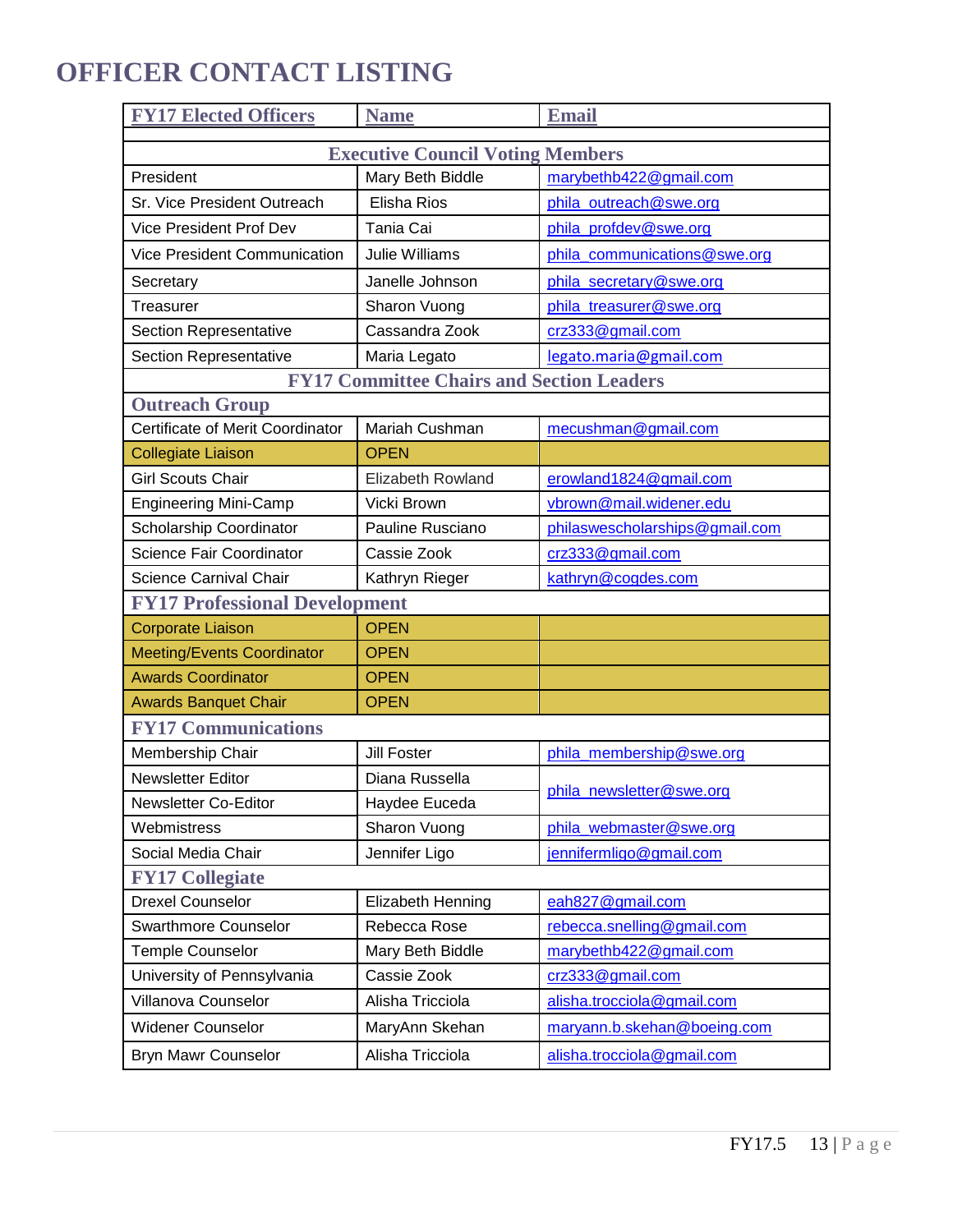# OFFICER CONTACT LISTING

| FY17 Elected Officers | Name | Email |
|---|---|---|
| **Executive Council Voting Members** | | |
| President | Mary Beth Biddle | marybethb422@gmail.com |
| Sr. Vice President Outreach | Elisha Rios | phila_outreach@swe.org |
| Vice President Prof Dev | Tania Cai | phila_profdev@swe.org |
| Vice President Communication | Julie Williams | phila_communications@swe.org |
| Secretary | Janelle Johnson | phila_secretary@swe.org |
| Treasurer | Sharon Vuong | phila_treasurer@swe.org |
| Section Representative | Cassandra Zook | crz333@gmail.com |
| Section Representative | Maria Legato | legato.maria@gmail.com |
| **FY17 Committee Chairs and Section Leaders** | | |
| **Outreach Group** | | |
| Certificate of Merit Coordinator | Mariah Cushman | mecushman@gmail.com |
| Collegiate Liaison | OPEN | |
| Girl Scouts Chair | Elizabeth Rowland | erowland1824@gmail.com |
| Engineering Mini-Camp | Vicki Brown | vbrown@mail.widener.edu |
| Scholarship Coordinator | Pauline Rusciano | philaswescholarships@gmail.com |
| Science Fair Coordinator | Cassie Zook | crz333@gmail.com |
| Science Carnival Chair | Kathryn Rieger | kathryn@cogdes.com |
| **FY17 Professional Development** | | |
| Corporate Liaison | OPEN | |
| Meeting/Events Coordinator | OPEN | |
| Awards Coordinator | OPEN | |
| Awards Banquet Chair | OPEN | |
| **FY17 Communications** | | |
| Membership Chair | Jill Foster | phila_membership@swe.org |
| Newsletter Editor | Diana Russella | phila_newsletter@swe.org |
| Newsletter Co-Editor | Haydee Euceda | phila_newsletter@swe.org |
| Webmistress | Sharon Vuong | phila_webmaster@swe.org |
| Social Media Chair | Jennifer Ligo | jennifermligo@gmail.com |
| **FY17 Collegiate** | | |
| Drexel Counselor | Elizabeth Henning | eah827@gmail.com |
| Swarthmore Counselor | Rebecca Rose | rebecca.snelling@gmail.com |
| Temple Counselor | Mary Beth Biddle | marybethb422@gmail.com |
| University of Pennsylvania | Cassie Zook | crz333@gmail.com |
| Villanova Counselor | Alisha Tricciola | alisha.tricciola@gmail.com |
| Widener Counselor | MaryAnn Skehan | maryann.b.skehan@boeing.com |
| Bryn Mawr Counselor | Alisha Tricciola | alisha.tricciola@gmail.com |

FY17.5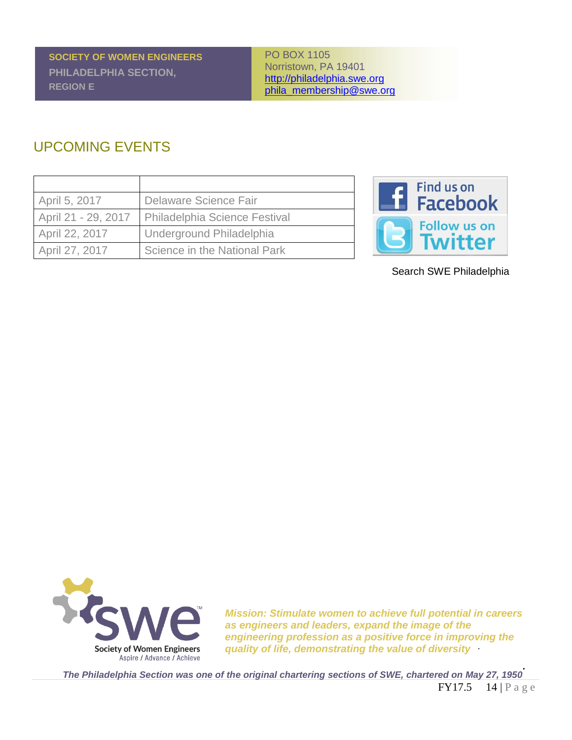**SOCIETY OF WOMEN ENGINEERS**
**PHILADELPHIA SECTION,**
**REGION E**

PO BOX 1105
Norristown, PA 19401
http://philadelphia.swe.org
phila_membership@swe.org

## UPCOMING EVENTS

| | |
|---|---|
| April 5, 2017 | Delaware Science Fair |
| April 21 - 29, 2017 | Philadelphia Science Festival |
| April 22, 2017 | Underground Philadelphia |
| April 27, 2017 | Science in the National Park |

Find us on Facebook
Follow us on Twitter

Search SWE Philadelphia

Society of Women Engineers
Aspire / Advance / Achieve

***Mission: Stimulate women to achieve full potential in careers as engineers and leaders, expand the image of the engineering profession as a positive force in improving the quality of life, demonstrating the value of diversity***

***The Philadelphia Section was one of the original chartering sections of SWE, chartered on May 27, 1950***